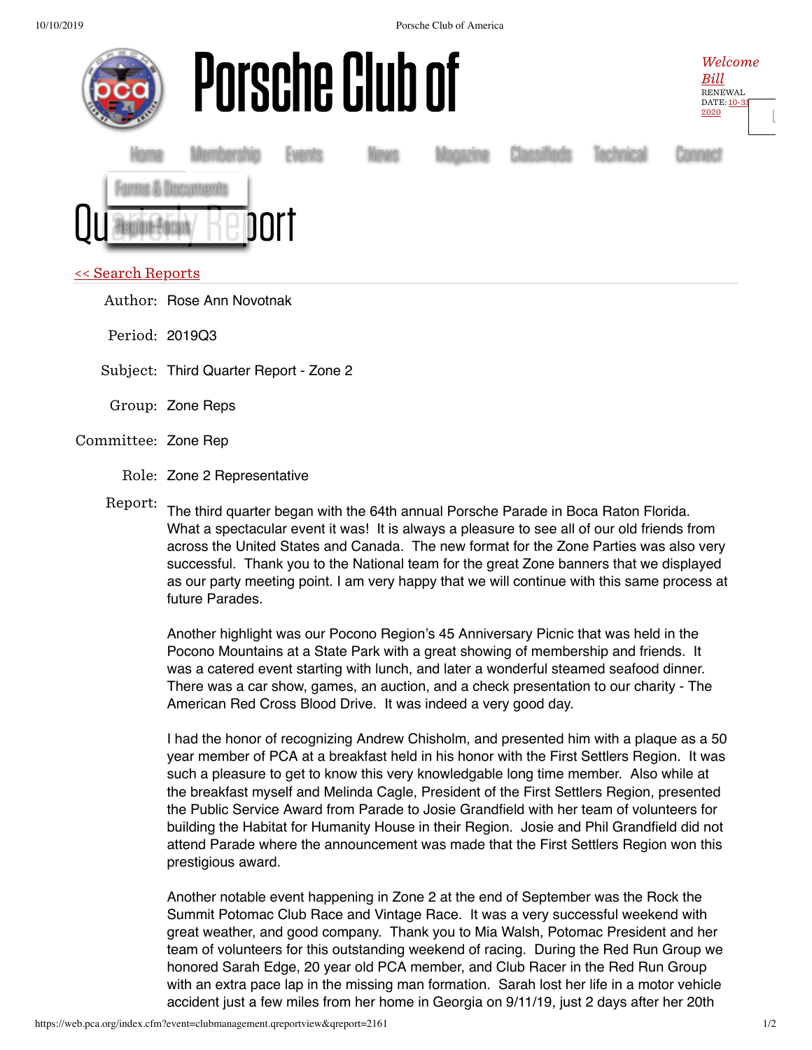# Porsche Club of

*Welcome Bill*
RENEWAL DATE: 10-31 2020

Home Membership Events News Magazine Classifieds Technical Connect

Forms & Documents

Region Focus

# Quarterly Report

<< Search Reports

Author: Rose Ann Novotnak

Period: 2019Q3

Subject: Third Quarter Report - Zone 2

Group: Zone Reps

Committee: Zone Rep

Role: Zone 2 Representative

Report:

The third quarter began with the 64th annual Porsche Parade in Boca Raton Florida. What a spectacular event it was! It is always a pleasure to see all of our old friends from across the United States and Canada. The new format for the Zone Parties was also very successful. Thank you to the National team for the great Zone banners that we displayed as our party meeting point. I am very happy that we will continue with this same process at future Parades.

Another highlight was our Pocono Region's 45 Anniversary Picnic that was held in the Pocono Mountains at a State Park with a great showing of membership and friends. It was a catered event starting with lunch, and later a wonderful steamed seafood dinner. There was a car show, games, an auction, and a check presentation to our charity - The American Red Cross Blood Drive. It was indeed a very good day.

I had the honor of recognizing Andrew Chisholm, and presented him with a plaque as a 50 year member of PCA at a breakfast held in his honor with the First Settlers Region. It was such a pleasure to get to know this very knowledgable long time member. Also while at the breakfast myself and Melinda Cagle, President of the First Settlers Region, presented the Public Service Award from Parade to Josie Grandfield with her team of volunteers for building the Habitat for Humanity House in their Region. Josie and Phil Grandfield did not attend Parade where the announcement was made that the First Settlers Region won this prestigious award.

Another notable event happening in Zone 2 at the end of September was the Rock the Summit Potomac Club Race and Vintage Race. It was a very successful weekend with great weather, and good company. Thank you to Mia Walsh, Potomac President and her team of volunteers for this outstanding weekend of racing. During the Red Run Group we honored Sarah Edge, 20 year old PCA member, and Club Racer in the Red Run Group with an extra pace lap in the missing man formation. Sarah lost her life in a motor vehicle accident just a few miles from her home in Georgia on 9/11/19, just 2 days after her 20th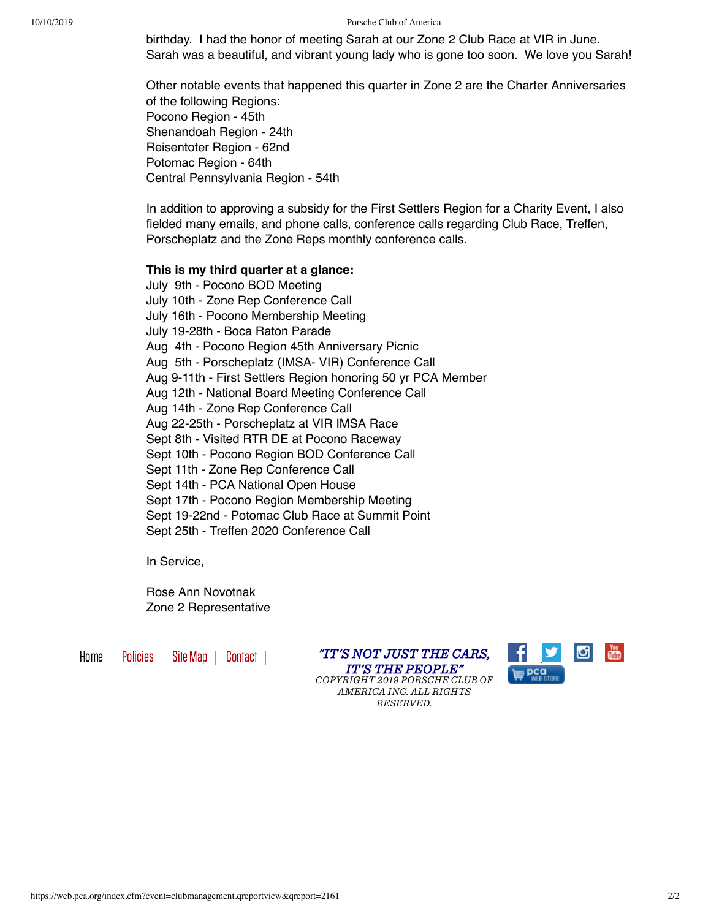birthday. I had the honor of meeting Sarah at our Zone 2 Club Race at VIR in June. Sarah was a beautiful, and vibrant young lady who is gone too soon. We love you Sarah!

Other notable events that happened this quarter in Zone 2 are the Charter Anniversaries of the following Regions:
Pocono Region - 45th
Shenandoah Region - 24th
Reisentoter Region - 62nd
Potomac Region - 64th
Central Pennsylvania Region - 54th

In addition to approving a subsidy for the First Settlers Region for a Charity Event, I also fielded many emails, and phone calls, conference calls regarding Club Race, Treffen, Porscheplatz and the Zone Reps monthly conference calls.

**This is my third quarter at a glance:**
July 9th - Pocono BOD Meeting
July 10th - Zone Rep Conference Call
July 16th - Pocono Membership Meeting
July 19-28th - Boca Raton Parade
Aug 4th - Pocono Region 45th Anniversary Picnic
Aug 5th - Porscheplatz (IMSA- VIR) Conference Call
Aug 9-11th - First Settlers Region honoring 50 yr PCA Member
Aug 12th - National Board Meeting Conference Call
Aug 14th - Zone Rep Conference Call
Aug 22-25th - Porscheplatz at VIR IMSA Race
Sept 8th - Visited RTR DE at Pocono Raceway
Sept 10th - Pocono Region BOD Conference Call
Sept 11th - Zone Rep Conference Call
Sept 14th - PCA National Open House
Sept 17th - Pocono Region Membership Meeting
Sept 19-22nd - Potomac Club Race at Summit Point
Sept 25th - Treffen 2020 Conference Call

In Service,

Rose Ann Novotnak
Zone 2 Representative

Home | Policies | Site Map | Contact |

*"IT'S NOT JUST THE CARS, IT'S THE PEOPLE"*
*COPYRIGHT 2019 PORSCHE CLUB OF AMERICA INC. ALL RIGHTS RESERVED.*